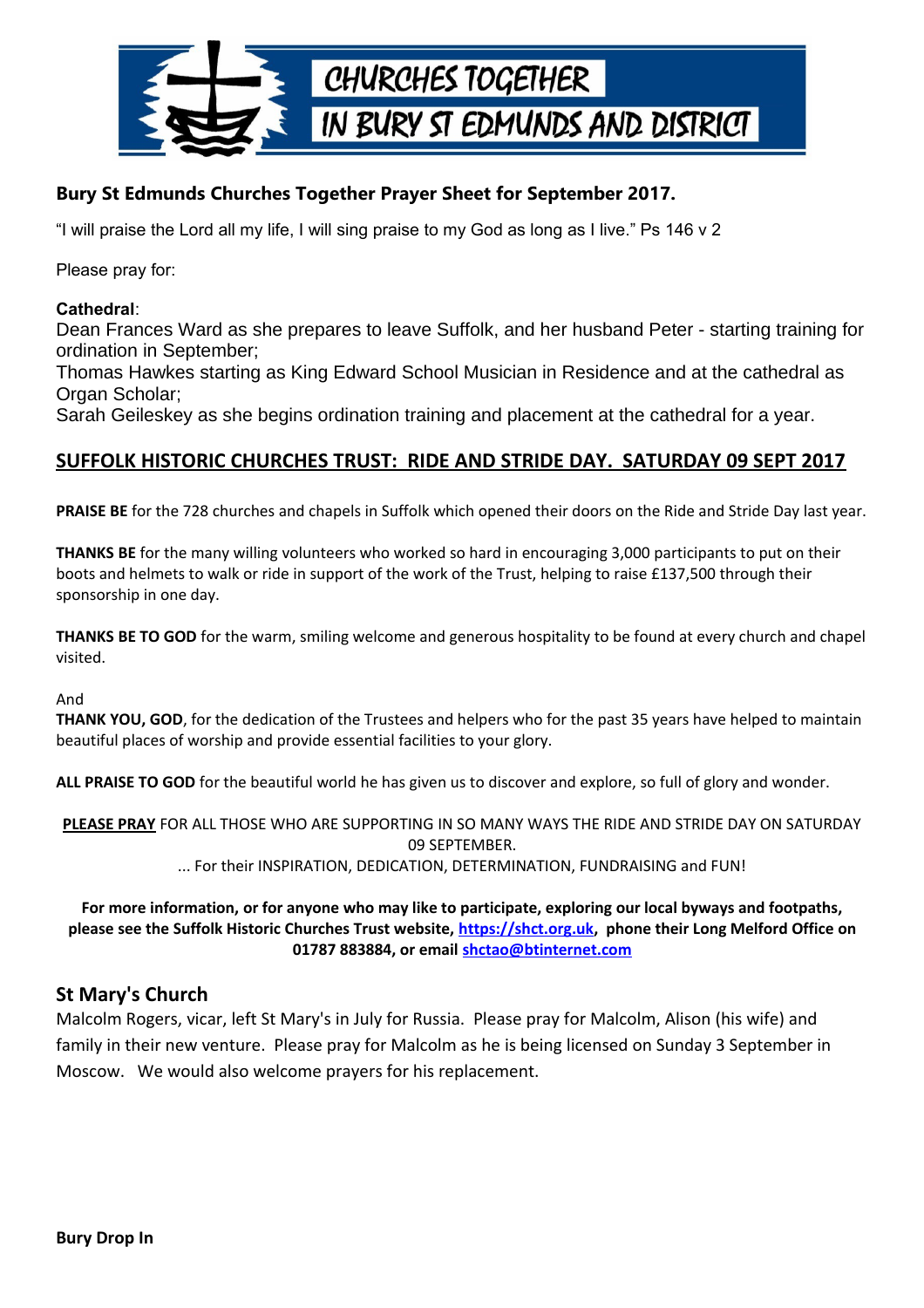CHURCHES TOGETHER IN BURY ST EDMUNDS AND DISTRICT

## Bury St Edmunds Churches Together Prayer Sheet for September 2017.

"I will praise the Lord all my life, I will sing praise to my God as long as I live." Ps 146 v 2

Please pray for:

**Cathedral**:
Dean Frances Ward as she prepares to leave Suffolk, and her husband Peter - starting training for ordination in September;
Thomas Hawkes starting as King Edward School Musician in Residence and at the cathedral as Organ Scholar;
Sarah Geileskey as she begins ordination training and placement at the cathedral for a year.

### SUFFOLK HISTORIC CHURCHES TRUST: RIDE AND STRIDE DAY. SATURDAY 09 SEPT 2017

**PRAISE BE** for the 728 churches and chapels in Suffolk which opened their doors on the Ride and Stride Day last year.

**THANKS BE** for the many willing volunteers who worked so hard in encouraging 3,000 participants to put on their boots and helmets to walk or ride in support of the work of the Trust, helping to raise £137,500 through their sponsorship in one day.

**THANKS BE TO GOD** for the warm, smiling welcome and generous hospitality to be found at every church and chapel visited.

And
**THANK YOU, GOD**, for the dedication of the Trustees and helpers who for the past 35 years have helped to maintain beautiful places of worship and provide essential facilities to your glory.

**ALL PRAISE TO GOD** for the beautiful world he has given us to discover and explore, so full of glory and wonder.

**PLEASE PRAY** FOR ALL THOSE WHO ARE SUPPORTING IN SO MANY WAYS THE RIDE AND STRIDE DAY ON SATURDAY 09 SEPTEMBER.
... For their INSPIRATION, DEDICATION, DETERMINATION, FUNDRAISING and FUN!

**For more information, or for anyone who may like to participate, exploring our local byways and footpaths, please see the Suffolk Historic Churches Trust website, https://shct.org.uk, phone their Long Melford Office on 01787 883884, or email shctao@btinternet.com**

### St Mary's Church

Malcolm Rogers, vicar, left St Mary's in July for Russia. Please pray for Malcolm, Alison (his wife) and family in their new venture. Please pray for Malcolm as he is being licensed on Sunday 3 September in Moscow. We would also welcome prayers for his replacement.

**Bury Drop In**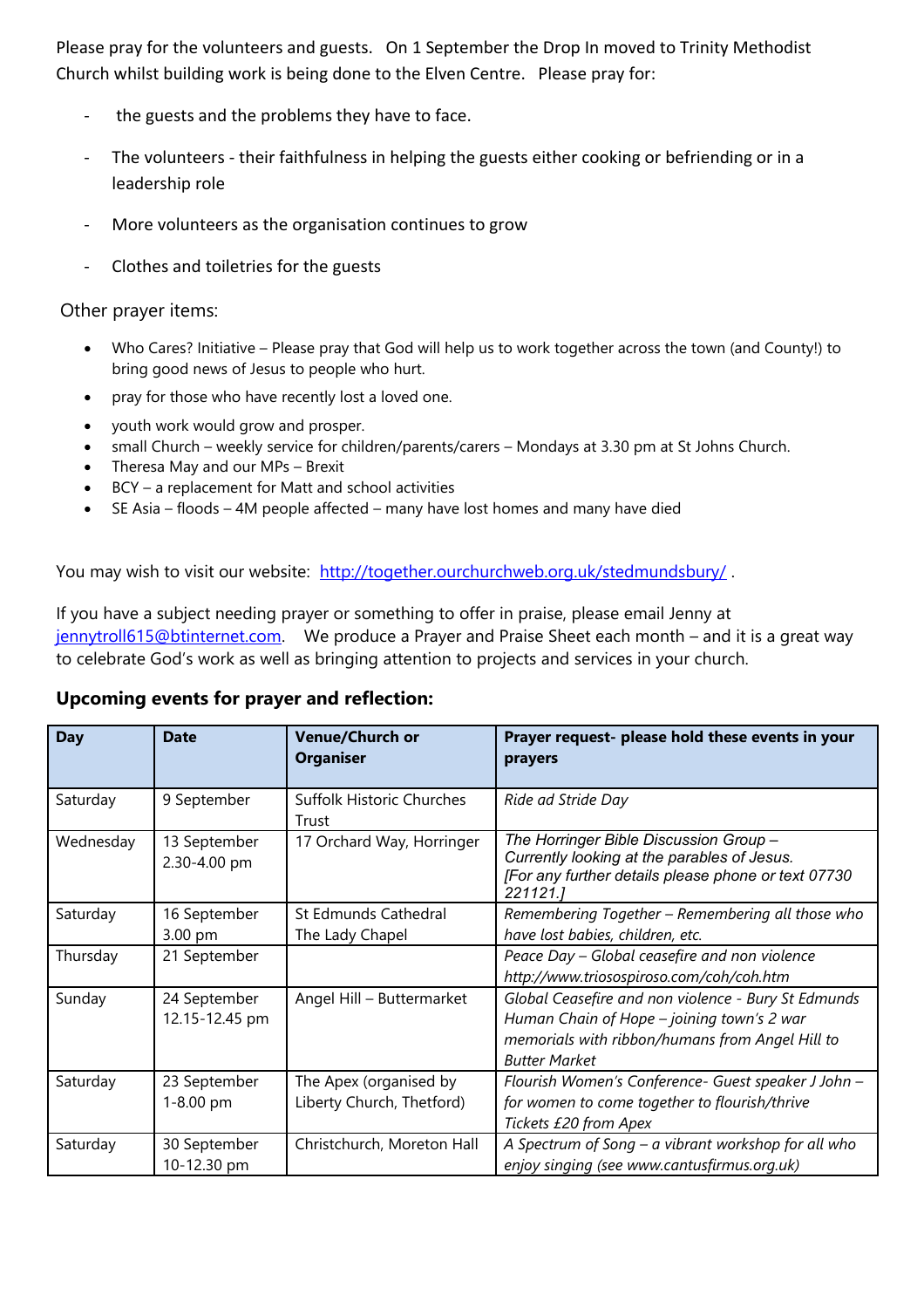Please pray for the volunteers and guests. On 1 September the Drop In moved to Trinity Methodist Church whilst building work is being done to the Elven Centre. Please pray for:

- the guests and the problems they have to face.
- The volunteers - their faithfulness in helping the guests either cooking or befriending or in a leadership role
- More volunteers as the organisation continues to grow
- Clothes and toiletries for the guests

Other prayer items:

- Who Cares? Initiative – Please pray that God will help us to work together across the town (and County!) to bring good news of Jesus to people who hurt.
- pray for those who have recently lost a loved one.
- youth work would grow and prosper.
- small Church – weekly service for children/parents/carers – Mondays at 3.30 pm at St Johns Church.
- Theresa May and our MPs – Brexit
- BCY – a replacement for Matt and school activities
- SE Asia – floods – 4M people affected – many have lost homes and many have died

You may wish to visit our website: http://together.ourchurchweb.org.uk/stedmundsbury/ .

If you have a subject needing prayer or something to offer in praise, please email Jenny at jennytroll615@btinternet.com. We produce a Prayer and Praise Sheet each month – and it is a great way to celebrate God's work as well as bringing attention to projects and services in your church.

**Upcoming events for prayer and reflection:**

| Day | Date | Venue/Church or Organiser | Prayer request- please hold these events in your prayers |
|---|---|---|---|
| Saturday | 9 September | Suffolk Historic Churches Trust | *Ride ad Stride Day* |
| Wednesday | 13 September 2.30-4.00 pm | 17 Orchard Way, Horringer | *The Horringer Bible Discussion Group – Currently looking at the parables of Jesus. [For any further details please phone or text 07730 221121.]* |
| Saturday | 16 September 3.00 pm | St Edmunds Cathedral The Lady Chapel | *Remembering Together – Remembering all those who have lost babies, children, etc.* |
| Thursday | 21 September | | *Peace Day – Global ceasefire and non violence http://www.triosospiroso.com/coh/coh.htm* |
| Sunday | 24 September 12.15-12.45 pm | Angel Hill – Buttermarket | *Global Ceasefire and non violence - Bury St Edmunds Human Chain of Hope – joining town's 2 war memorials with ribbon/humans from Angel Hill to Butter Market* |
| Saturday | 23 September 1-8.00 pm | The Apex (organised by Liberty Church, Thetford) | *Flourish Women's Conference- Guest speaker J John – for women to come together to flourish/thrive Tickets £20 from Apex* |
| Saturday | 30 September 10-12.30 pm | Christchurch, Moreton Hall | *A Spectrum of Song – a vibrant workshop for all who enjoy singing (see www.cantusfirmus.org.uk)* |